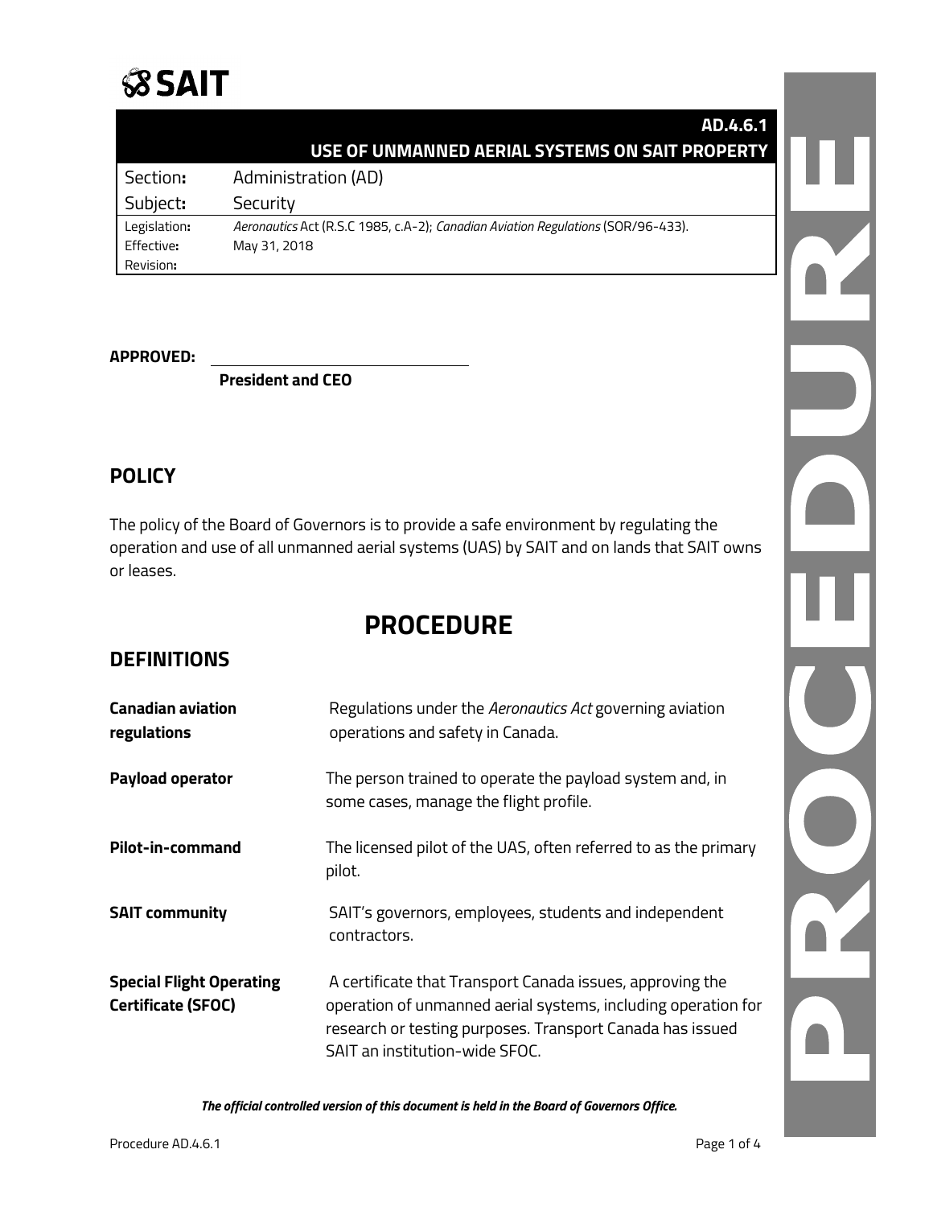SAIT

**AD.4.6.1**

**USE OF UNMANNED AERIAL SYSTEMS ON SAIT PROPERTY**

| | |
|---|---|
| Section: | Administration (AD) |
| Subject: | Security |
| Legislation: | *Aeronautics* Act (R.S.C 1985, c.A-2); *Canadian Aviation Regulations* (SOR/96-433). |
| Effective: | May 31, 2018 |
| Revision: | |

**APPROVED:** ______________________________

**President and CEO**

## POLICY

The policy of the Board of Governors is to provide a safe environment by regulating the operation and use of all unmanned aerial systems (UAS) by SAIT and on lands that SAIT owns or leases.

# PROCEDURE

## DEFINITIONS

| | |
|---|---|
| **Canadian aviation regulations** | Regulations under the *Aeronautics Act* governing aviation operations and safety in Canada. |
| **Payload operator** | The person trained to operate the payload system and, in some cases, manage the flight profile. |
| **Pilot-in-command** | The licensed pilot of the UAS, often referred to as the primary pilot. |
| **SAIT community** | SAIT's governors, employees, students and independent contractors. |
| **Special Flight Operating Certificate (SFOC)** | A certificate that Transport Canada issues, approving the operation of unmanned aerial systems, including operation for research or testing purposes. Transport Canada has issued SAIT an institution-wide SFOC. |

***The official controlled version of this document is held in the Board of Governors Office.***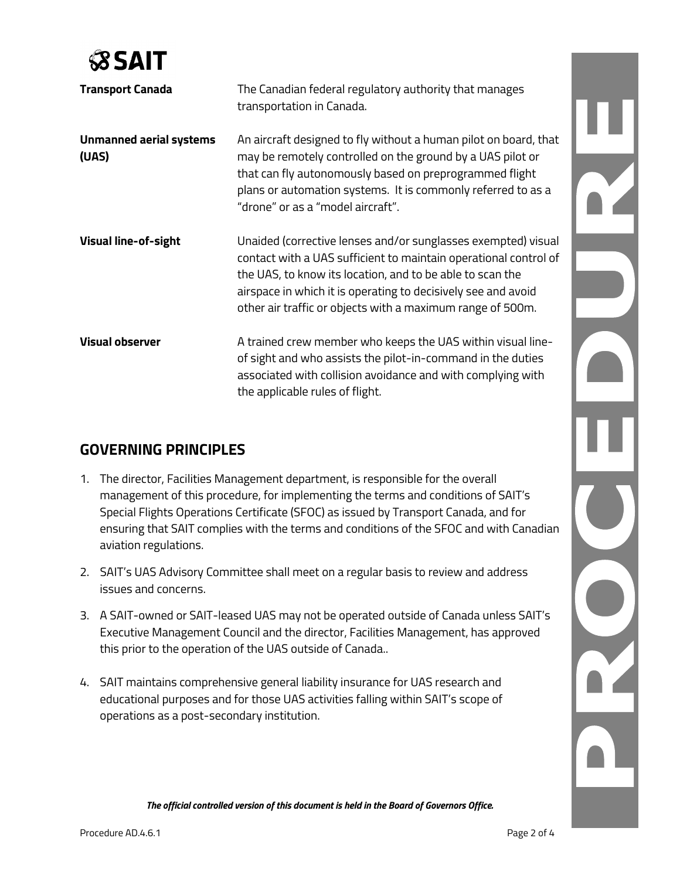| | |
|---|---|
| **Transport Canada** | The Canadian federal regulatory authority that manages transportation in Canada. |
| **Unmanned aerial systems (UAS)** | An aircraft designed to fly without a human pilot on board, that may be remotely controlled on the ground by a UAS pilot or that can fly autonomously based on preprogrammed flight plans or automation systems. It is commonly referred to as a "drone" or as a "model aircraft". |
| **Visual line-of-sight** | Unaided (corrective lenses and/or sunglasses exempted) visual contact with a UAS sufficient to maintain operational control of the UAS, to know its location, and to be able to scan the airspace in which it is operating to decisively see and avoid other air traffic or objects with a maximum range of 500m. |
| **Visual observer** | A trained crew member who keeps the UAS within visual line-of sight and who assists the pilot-in-command in the duties associated with collision avoidance and with complying with the applicable rules of flight. |

## GOVERNING PRINCIPLES

1. The director, Facilities Management department, is responsible for the overall management of this procedure, for implementing the terms and conditions of SAIT's Special Flights Operations Certificate (SFOC) as issued by Transport Canada, and for ensuring that SAIT complies with the terms and conditions of the SFOC and with Canadian aviation regulations.
2. SAIT's UAS Advisory Committee shall meet on a regular basis to review and address issues and concerns.
3. A SAIT-owned or SAIT-leased UAS may not be operated outside of Canada unless SAIT's Executive Management Council and the director, Facilities Management, has approved this prior to the operation of the UAS outside of Canada..
4. SAIT maintains comprehensive general liability insurance for UAS research and educational purposes and for those UAS activities falling within SAIT's scope of operations as a post-secondary institution.

*The official controlled version of this document is held in the Board of Governors Office.*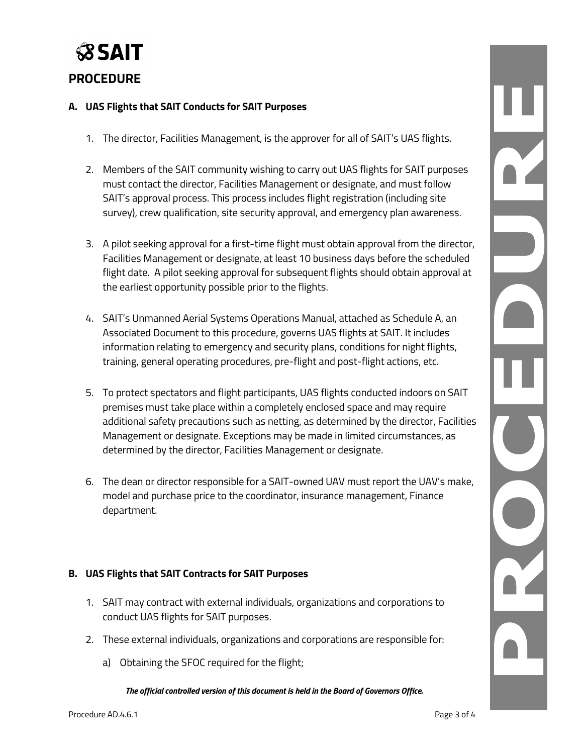# PROCEDURE

## A. UAS Flights that SAIT Conducts for SAIT Purposes

1. The director, Facilities Management, is the approver for all of SAIT's UAS flights.

2. Members of the SAIT community wishing to carry out UAS flights for SAIT purposes must contact the director, Facilities Management or designate, and must follow SAIT's approval process. This process includes flight registration (including site survey), crew qualification, site security approval, and emergency plan awareness.

3. A pilot seeking approval for a first-time flight must obtain approval from the director, Facilities Management or designate, at least 10 business days before the scheduled flight date. A pilot seeking approval for subsequent flights should obtain approval at the earliest opportunity possible prior to the flights.

4. SAIT's Unmanned Aerial Systems Operations Manual, attached as Schedule A, an Associated Document to this procedure, governs UAS flights at SAIT. It includes information relating to emergency and security plans, conditions for night flights, training, general operating procedures, pre-flight and post-flight actions, etc.

5. To protect spectators and flight participants, UAS flights conducted indoors on SAIT premises must take place within a completely enclosed space and may require additional safety precautions such as netting, as determined by the director, Facilities Management or designate. Exceptions may be made in limited circumstances, as determined by the director, Facilities Management or designate.

6. The dean or director responsible for a SAIT-owned UAV must report the UAV's make, model and purchase price to the coordinator, insurance management, Finance department.

## B. UAS Flights that SAIT Contracts for SAIT Purposes

1. SAIT may contract with external individuals, organizations and corporations to conduct UAS flights for SAIT purposes.

2. These external individuals, organizations and corporations are responsible for:

   a) Obtaining the SFOC required for the flight;

***The official controlled version of this document is held in the Board of Governors Office.***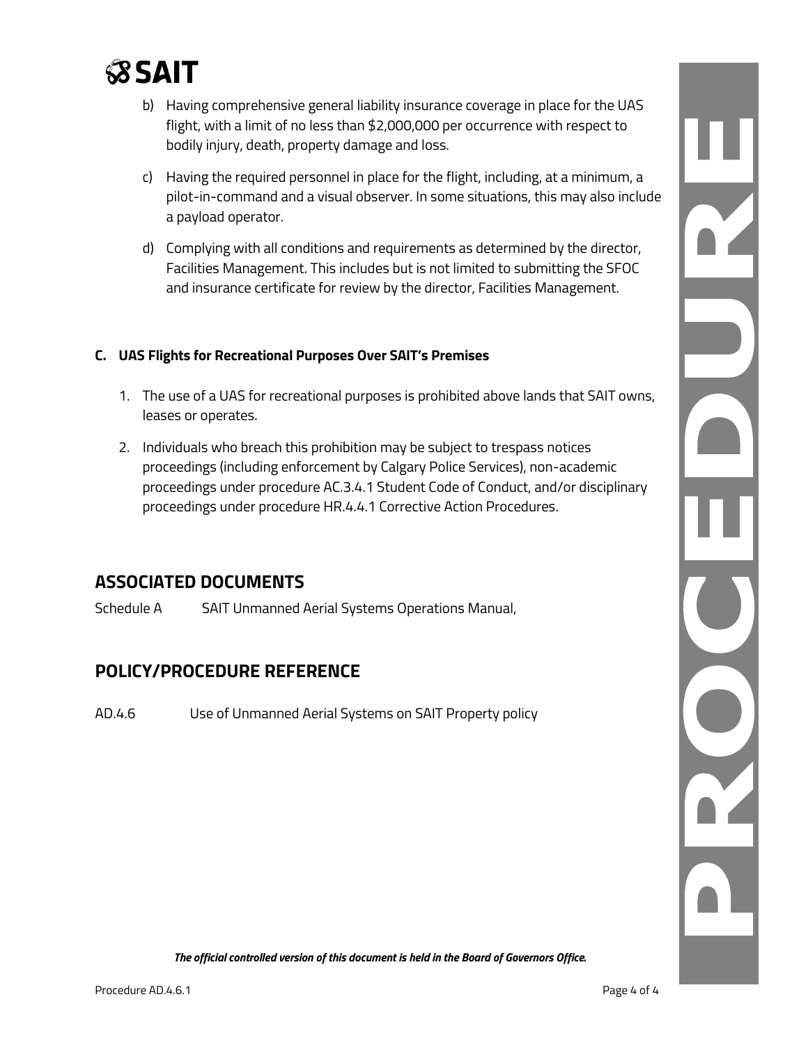b) Having comprehensive general liability insurance coverage in place for the UAS flight, with a limit of no less than $2,000,000 per occurrence with respect to bodily injury, death, property damage and loss.

c) Having the required personnel in place for the flight, including, at a minimum, a pilot-in-command and a visual observer. In some situations, this may also include a payload operator.

d) Complying with all conditions and requirements as determined by the director, Facilities Management. This includes but is not limited to submitting the SFOC and insurance certificate for review by the director, Facilities Management.

**C. UAS Flights for Recreational Purposes Over SAIT's Premises**

1. The use of a UAS for recreational purposes is prohibited above lands that SAIT owns, leases or operates.
2. Individuals who breach this prohibition may be subject to trespass notices proceedings (including enforcement by Calgary Police Services), non-academic proceedings under procedure AC.3.4.1 Student Code of Conduct, and/or disciplinary proceedings under procedure HR.4.4.1 Corrective Action Procedures.

## ASSOCIATED DOCUMENTS

Schedule A SAIT Unmanned Aerial Systems Operations Manual,

## POLICY/PROCEDURE REFERENCE

AD.4.6 Use of Unmanned Aerial Systems on SAIT Property policy

***The official controlled version of this document is held in the Board of Governors Office.***